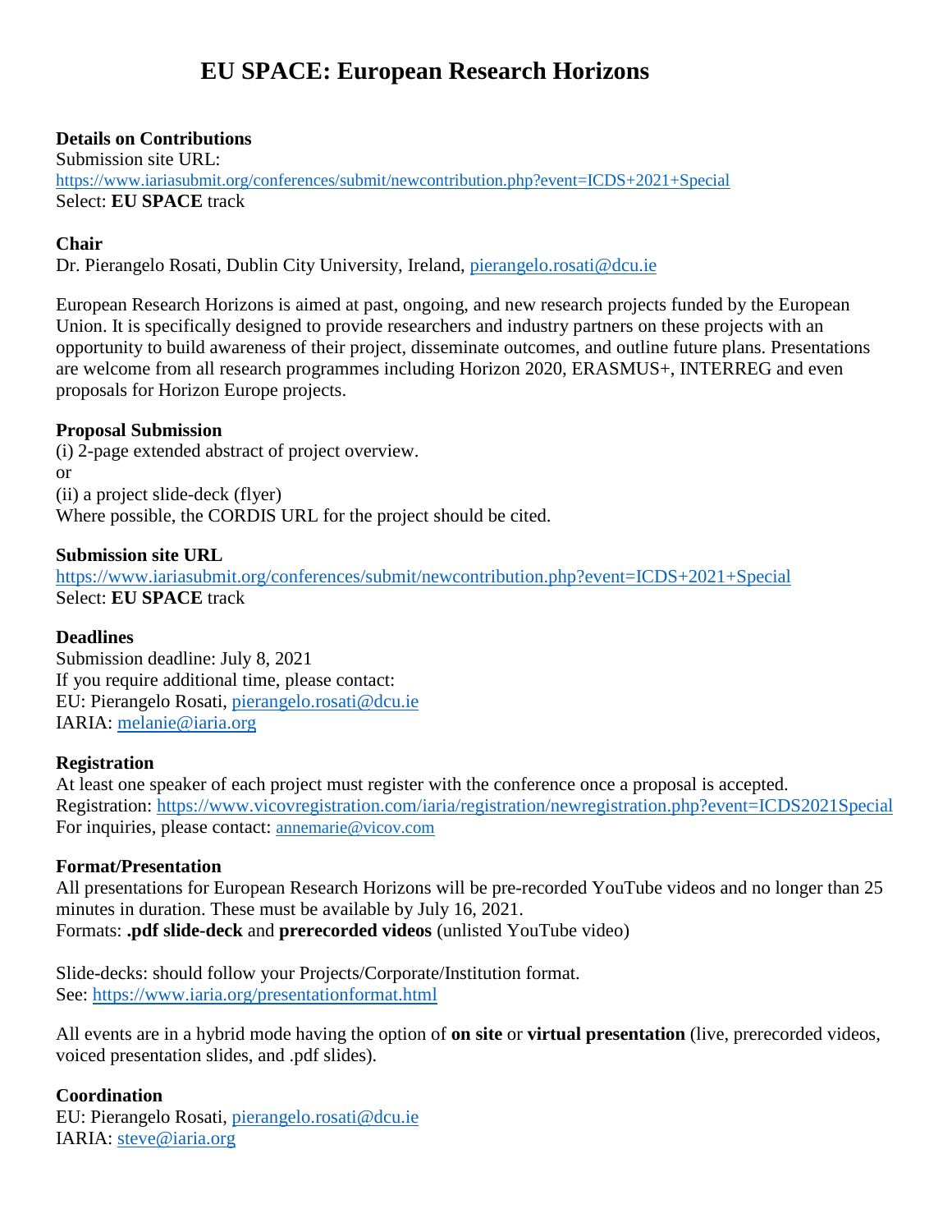# EU SPACE: European Research Horizons

**Details on Contributions**
Submission site URL:
https://www.iariasubmit.org/conferences/submit/newcontribution.php?event=ICDS+2021+Special
Select: **EU SPACE** track

**Chair**
Dr. Pierangelo Rosati, Dublin City University, Ireland, pierangelo.rosati@dcu.ie

European Research Horizons is aimed at past, ongoing, and new research projects funded by the European Union. It is specifically designed to provide researchers and industry partners on these projects with an opportunity to build awareness of their project, disseminate outcomes, and outline future plans. Presentations are welcome from all research programmes including Horizon 2020, ERASMUS+, INTERREG and even proposals for Horizon Europe projects.

**Proposal Submission**
(i) 2-page extended abstract of project overview.
or
(ii) a project slide-deck (flyer)
Where possible, the CORDIS URL for the project should be cited.

**Submission site URL**
https://www.iariasubmit.org/conferences/submit/newcontribution.php?event=ICDS+2021+Special
Select: **EU SPACE** track

**Deadlines**
Submission deadline: July 8, 2021
If you require additional time, please contact:
EU: Pierangelo Rosati, pierangelo.rosati@dcu.ie
IARIA: melanie@iaria.org

**Registration**
At least one speaker of each project must register with the conference once a proposal is accepted.
Registration: https://www.vicovregistration.com/iaria/registration/newregistration.php?event=ICDS2021Special
For inquiries, please contact: annemarie@vicov.com

**Format/Presentation**
All presentations for European Research Horizons will be pre-recorded YouTube videos and no longer than 25 minutes in duration. These must be available by July 16, 2021.
Formats: **.pdf slide-deck** and **prerecorded videos** (unlisted YouTube video)

Slide-decks: should follow your Projects/Corporate/Institution format.
See: https://www.iaria.org/presentationformat.html

All events are in a hybrid mode having the option of **on site** or **virtual presentation** (live, prerecorded videos, voiced presentation slides, and .pdf slides).

**Coordination**
EU: Pierangelo Rosati, pierangelo.rosati@dcu.ie
IARIA: steve@iaria.org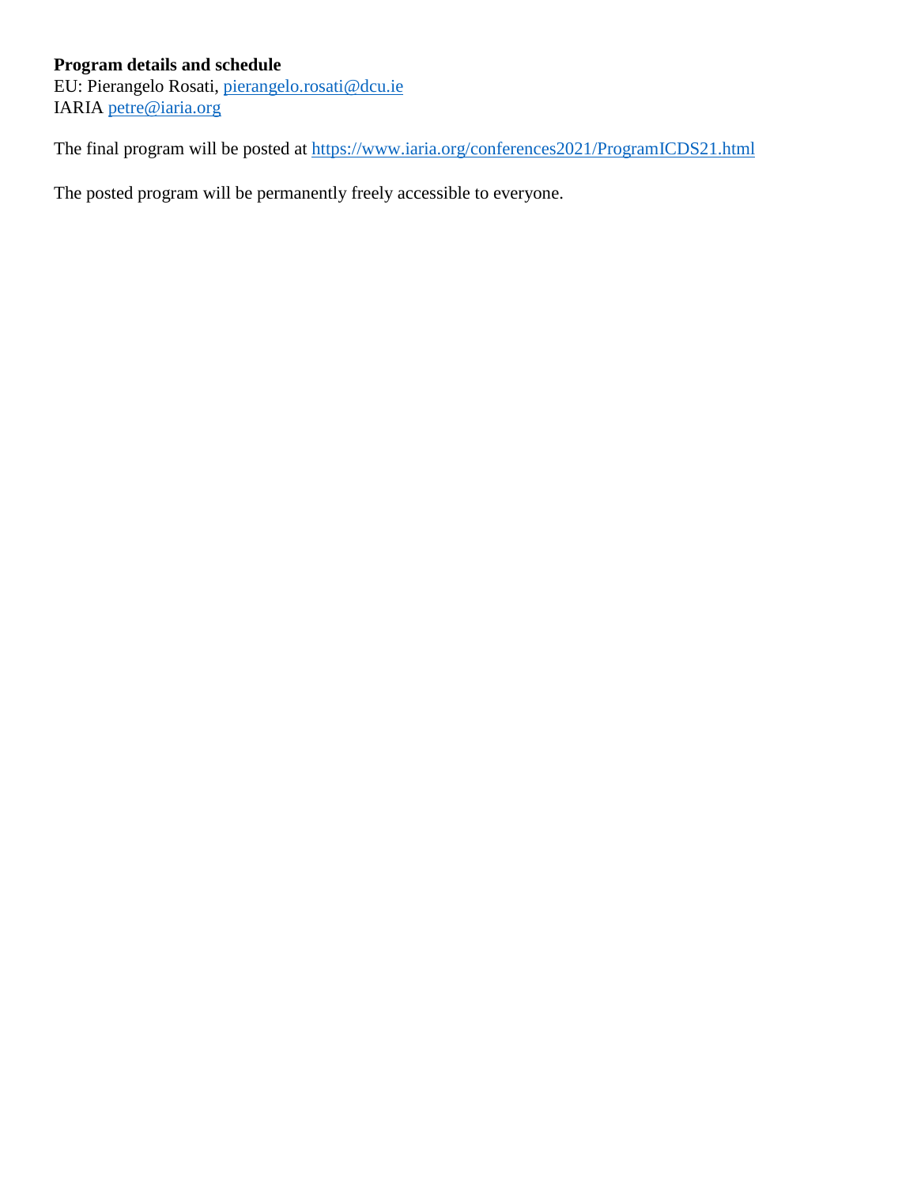**Program details and schedule**
EU: Pierangelo Rosati, pierangelo.rosati@dcu.ie
IARIA petre@iaria.org

The final program will be posted at https://www.iaria.org/conferences2021/ProgramICDS21.html

The posted program will be permanently freely accessible to everyone.